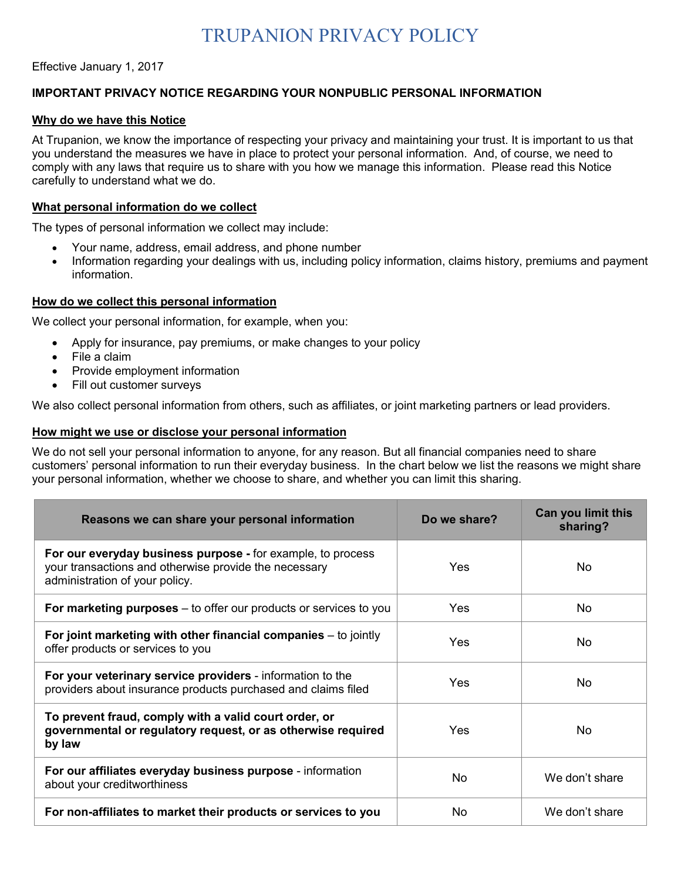# TRUPANION PRIVACY POLICY

Effective January 1, 2017

**IMPORTANT PRIVACY NOTICE REGARDING YOUR NONPUBLIC PERSONAL INFORMATION**

## Why do we have this Notice

At Trupanion, we know the importance of respecting your privacy and maintaining your trust. It is important to us that you understand the measures we have in place to protect your personal information. And, of course, we need to comply with any laws that require us to share with you how we manage this information. Please read this Notice carefully to understand what we do.

## What personal information do we collect

The types of personal information we collect may include:

- Your name, address, email address, and phone number
- Information regarding your dealings with us, including policy information, claims history, premiums and payment information.

## How do we collect this personal information

We collect your personal information, for example, when you:

- Apply for insurance, pay premiums, or make changes to your policy
- File a claim
- Provide employment information
- Fill out customer surveys

We also collect personal information from others, such as affiliates, or joint marketing partners or lead providers.

## How might we use or disclose your personal information

We do not sell your personal information to anyone, for any reason. But all financial companies need to share customers' personal information to run their everyday business. In the chart below we list the reasons we might share your personal information, whether we choose to share, and whether you can limit this sharing.

| Reasons we can share your personal information | Do we share? | Can you limit this sharing? |
|---|---|---|
| **For our everyday business purpose -** for example, to process your transactions and otherwise provide the necessary administration of your policy. | Yes | No |
| **For marketing purposes** – to offer our products or services to you | Yes | No |
| **For joint marketing with other financial companies** – to jointly offer products or services to you | Yes | No |
| **For your veterinary service providers** - information to the providers about insurance products purchased and claims filed | Yes | No |
| **To prevent fraud, comply with a valid court order, or governmental or regulatory request, or as otherwise required by law** | Yes | No |
| **For our affiliates everyday business purpose** - information about your creditworthiness | No | We don't share |
| **For non-affiliates to market their products or services to you** | No | We don't share |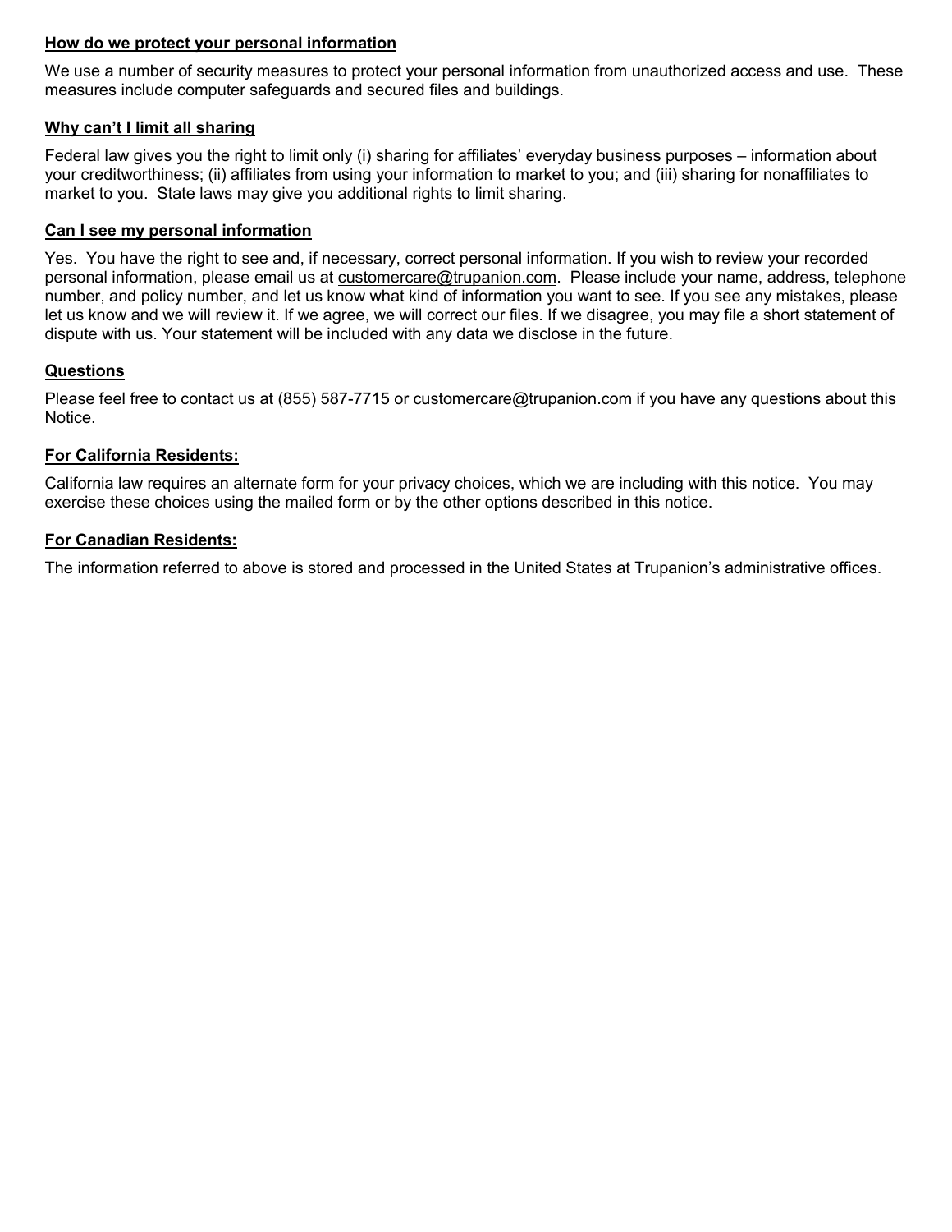**How do we protect your personal information**

We use a number of security measures to protect your personal information from unauthorized access and use. These measures include computer safeguards and secured files and buildings.

**Why can't I limit all sharing**

Federal law gives you the right to limit only (i) sharing for affiliates' everyday business purposes – information about your creditworthiness; (ii) affiliates from using your information to market to you; and (iii) sharing for nonaffiliates to market to you. State laws may give you additional rights to limit sharing.

**Can I see my personal information**

Yes. You have the right to see and, if necessary, correct personal information. If you wish to review your recorded personal information, please email us at customercare@trupanion.com. Please include your name, address, telephone number, and policy number, and let us know what kind of information you want to see. If you see any mistakes, please let us know and we will review it. If we agree, we will correct our files. If we disagree, you may file a short statement of dispute with us. Your statement will be included with any data we disclose in the future.

**Questions**

Please feel free to contact us at (855) 587-7715 or customercare@trupanion.com if you have any questions about this Notice.

**For California Residents:**

California law requires an alternate form for your privacy choices, which we are including with this notice. You may exercise these choices using the mailed form or by the other options described in this notice.

**For Canadian Residents:**

The information referred to above is stored and processed in the United States at Trupanion's administrative offices.